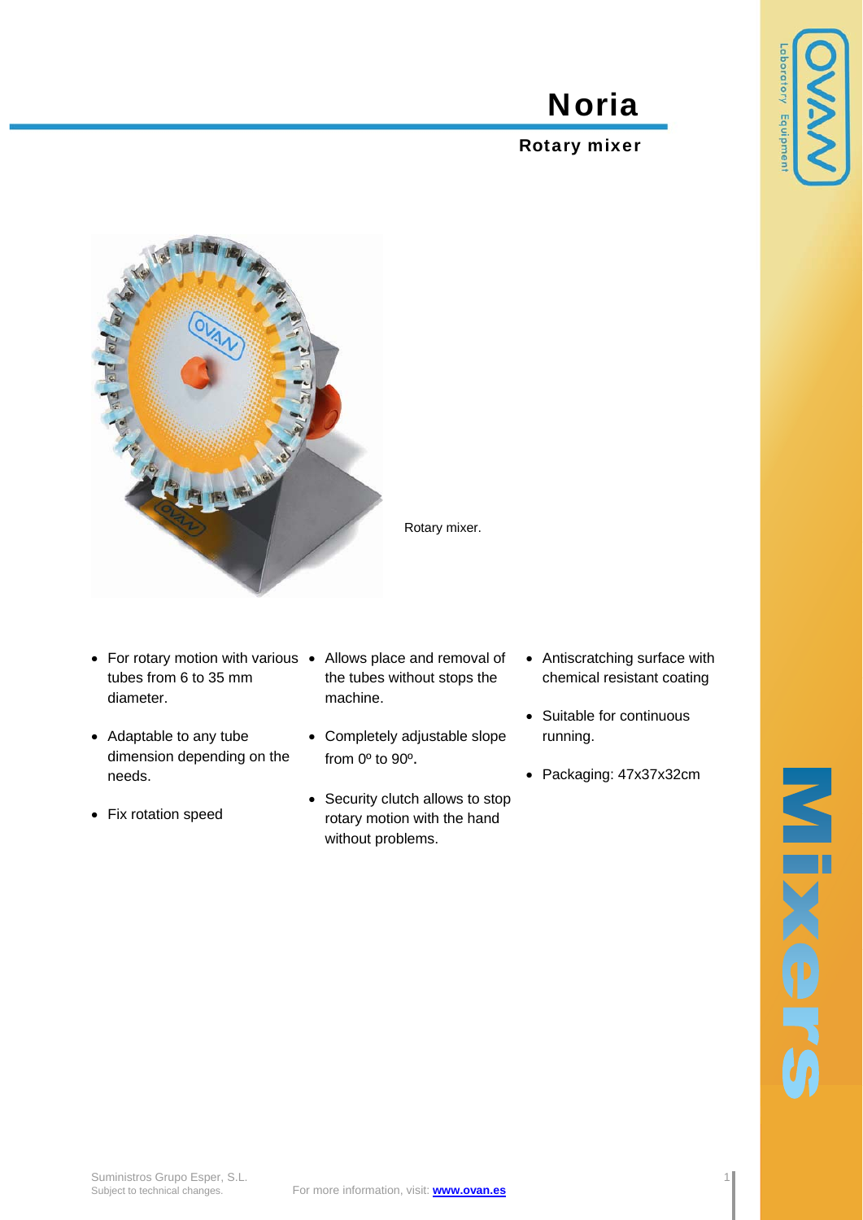# Noria

**Rotary mixer**

Rotary mixer.

- For rotary motion with various tubes from 6 to 35 mm diameter.
- Adaptable to any tube dimension depending on the needs.
- Fix rotation speed
- Allows place and removal of the tubes without stops the machine.
- Completely adjustable slope from 0º to 90º.
- Security clutch allows to stop rotary motion with the hand without problems.
- Antiscratching surface with chemical resistant coating
- Suitable for continuous running.
- Packaging: 47x37x32cm

Suministros Grupo Esper, S.L.
Subject to technical changes.

For more information, visit: **www.ovan.es**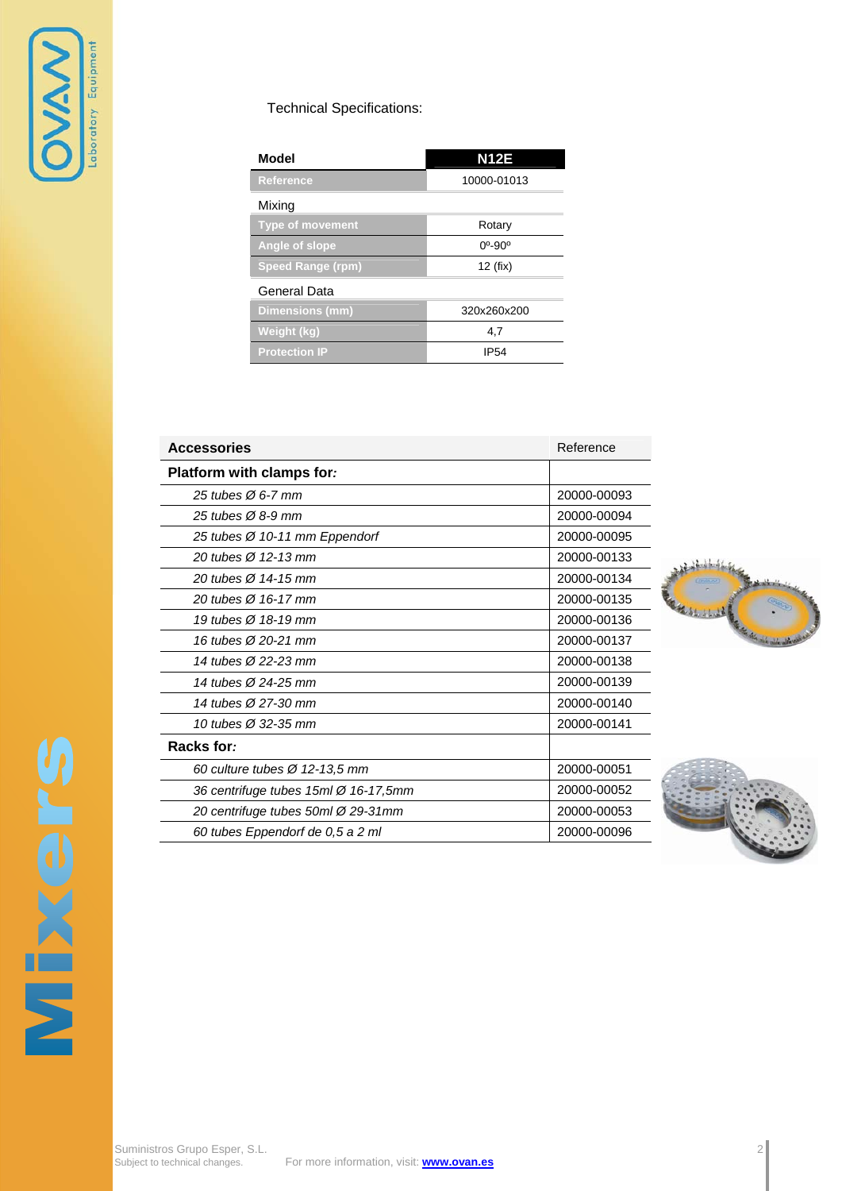Technical Specifications:

| Model | N12E |
|---|---|
| Reference | 10000-01013 |
| Mixing | |
| Type of movement | Rotary |
| Angle of slope | 0º-90º |
| Speed Range (rpm) | 12 (fix) |
| General Data | |
| Dimensions (mm) | 320x260x200 |
| Weight (kg) | 4,7 |
| Protection IP | IP54 |

| Accessories | Reference |
|---|---|
| **Platform with clamps for:** | |
| *25 tubes Ø 6-7 mm* | 20000-00093 |
| *25 tubes Ø 8-9 mm* | 20000-00094 |
| *25 tubes Ø 10-11 mm Eppendorf* | 20000-00095 |
| *20 tubes Ø 12-13 mm* | 20000-00133 |
| *20 tubes Ø 14-15 mm* | 20000-00134 |
| *20 tubes Ø 16-17 mm* | 20000-00135 |
| *19 tubes Ø 18-19 mm* | 20000-00136 |
| *16 tubes Ø 20-21 mm* | 20000-00137 |
| *14 tubes Ø 22-23 mm* | 20000-00138 |
| *14 tubes Ø 24-25 mm* | 20000-00139 |
| *14 tubes Ø 27-30 mm* | 20000-00140 |
| *10 tubes Ø 32-35 mm* | 20000-00141 |
| **Racks for:** | |
| *60 culture tubes Ø 12-13,5 mm* | 20000-00051 |
| *36 centrifuge tubes 15ml Ø 16-17,5mm* | 20000-00052 |
| *20 centrifuge tubes 50ml Ø 29-31mm* | 20000-00053 |
| *60 tubes Eppendorf de 0,5 a 2 ml* | 20000-00096 |

Suministros Grupo Esper, S.L.
Subject to technical changes.

For more information, visit: **www.ovan.es**